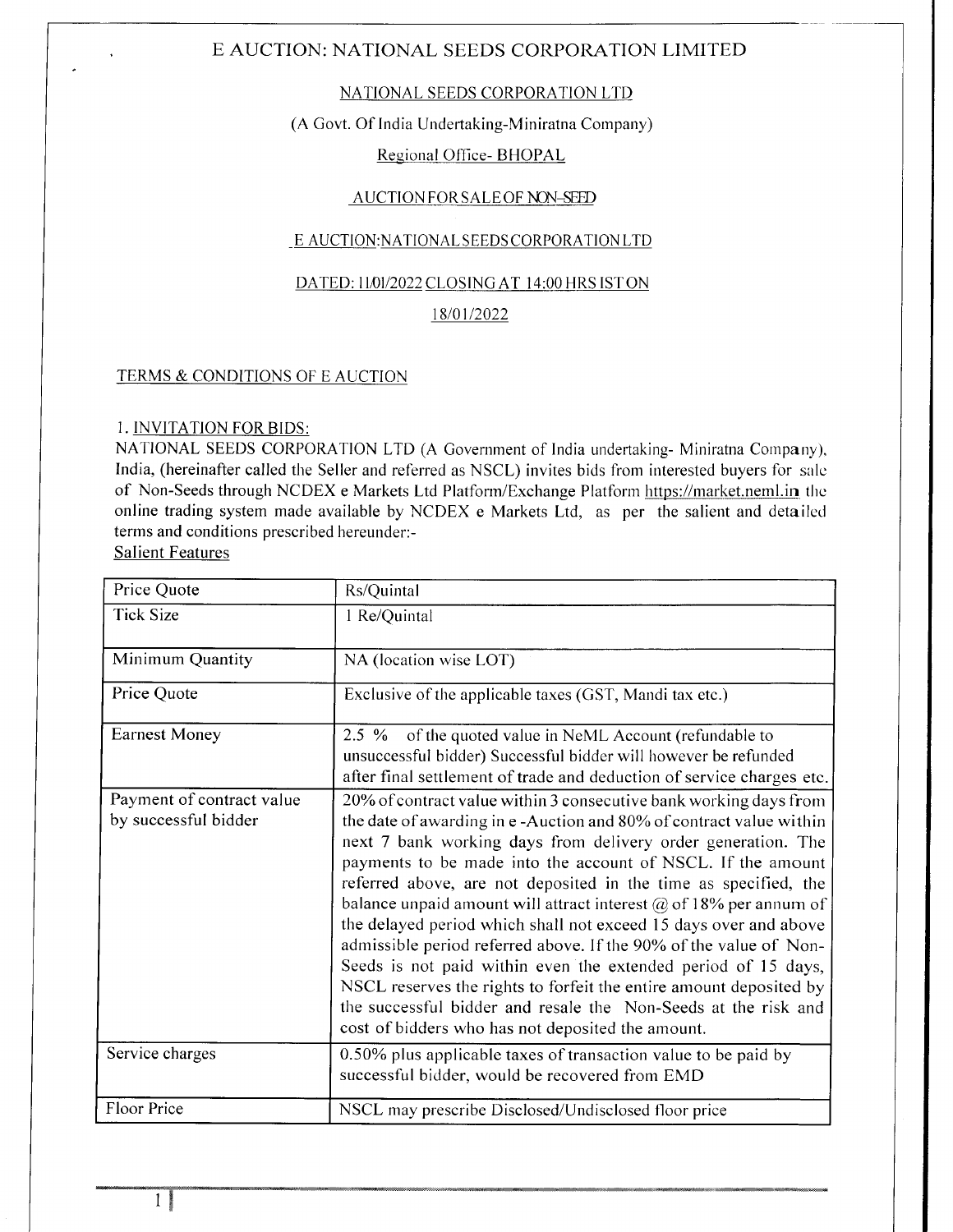# E AUCTION: NATIONAL SEEDS CORPORATION LIMITED

NATIONAL SEEDS CORPORATION LTD

(A Govt. Of India Undertaking-Miniratna Company)

Regional Office- BHOPAL

AUCTION FOR SALE OF NON-SEED

E AUCTION:NATIONAL SEEDS CORPORATION LTD

DATED: 11/01/2022 CLOSING AT 14:00 HRS IST ON

18/01/2022

## TERMS & CONDITIONS OF E AUCTION

### 1. INVITATION FOR BIDS:

NATIONAL SEEDS CORPORATION LTD (A Government of India undertaking- Miniratna Company), India, (hereinafter called the Seller and referred as NSCL) invites bids from interested buyers for sale of Non-Seeds through NCDEX e Markets Ltd Platform/Exchange Platform https://market.neml.in the online trading system made available by NCDEX e Markets Ltd, as per the salient and detailed terms and conditions prescribed hereunder:-

Salient Features

| Price Quote | Rs/Quintal |
|---|---|
| Tick Size | 1 Re/Quintal |
| Minimum Quantity | NA (location wise LOT) |
| Price Quote | Exclusive of the applicable taxes (GST, Mandi tax etc.) |
| Earnest Money | 2.5 % of the quoted value in NeML Account (refundable to unsuccessful bidder) Successful bidder will however be refunded after final settlement of trade and deduction of service charges etc. |
| Payment of contract value by successful bidder | 20% of contract value within 3 consecutive bank working days from the date of awarding in e -Auction and 80% of contract value within next 7 bank working days from delivery order generation. The payments to be made into the account of NSCL. If the amount referred above, are not deposited in the time as specified, the balance unpaid amount will attract interest @ of 18% per annum of the delayed period which shall not exceed 15 days over and above admissible period referred above. If the 90% of the value of Non-Seeds is not paid within even the extended period of 15 days, NSCL reserves the rights to forfeit the entire amount deposited by the successful bidder and resale the Non-Seeds at the risk and cost of bidders who has not deposited the amount. |
| Service charges | 0.50% plus applicable taxes of transaction value to be paid by successful bidder, would be recovered from EMD |
| Floor Price | NSCL may prescribe Disclosed/Undisclosed floor price |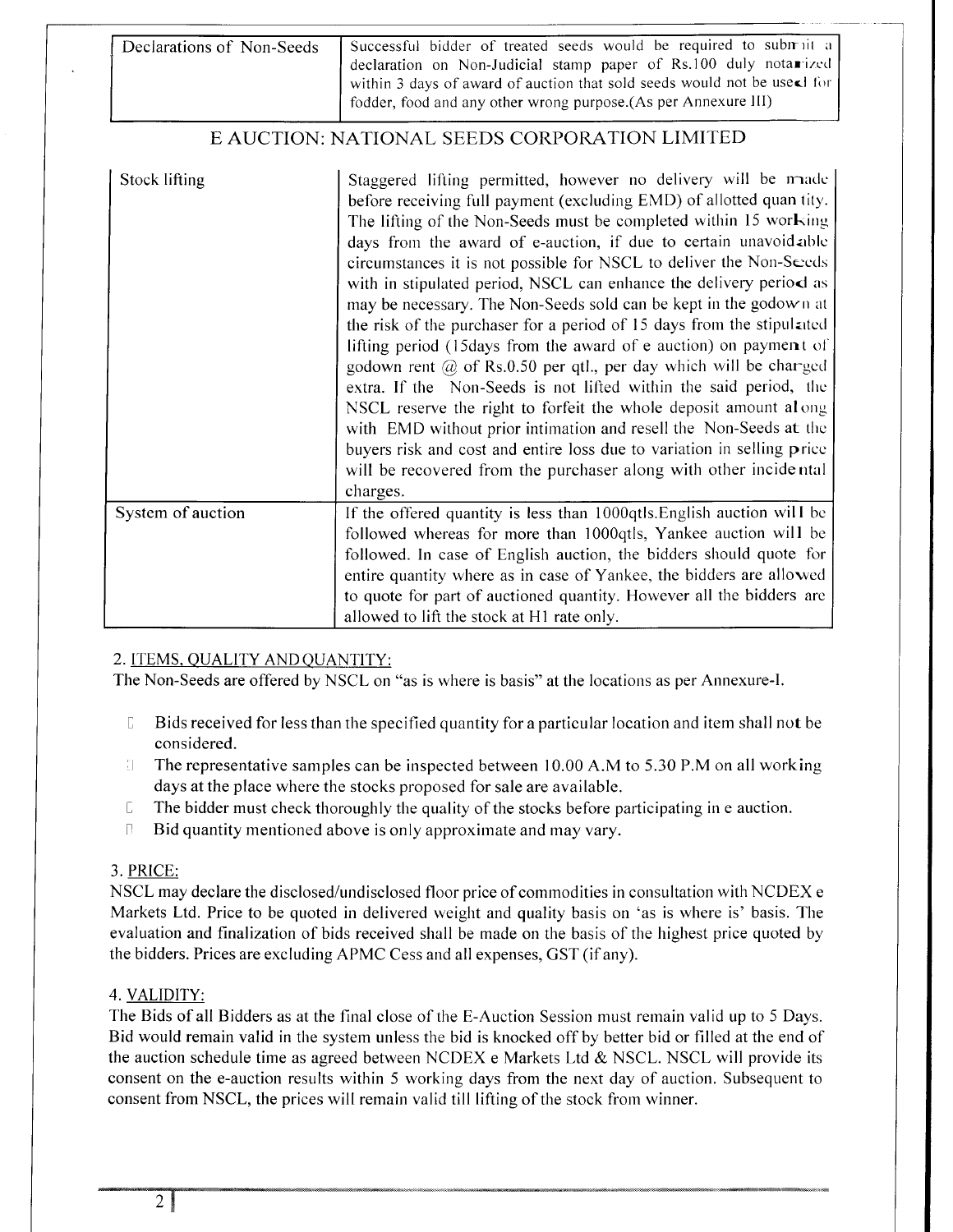| Declarations of Non-Seeds | Successful bidder of treated seeds would be required to submit a declaration on Non-Judicial stamp paper of Rs.100 duly notarized within 3 days of award of auction that sold seeds would not be used for fodder, food and any other wrong purpose.(As per Annexure III) |
|---|---|

## E AUCTION: NATIONAL SEEDS CORPORATION LIMITED

| Stock lifting | Staggered lifting permitted, however no delivery will be made before receiving full payment (excluding EMD) of allotted quantity. The lifting of the Non-Seeds must be completed within 15 working days from the award of e-auction, if due to certain unavoidable circumstances it is not possible for NSCL to deliver the Non-Seeds with in stipulated period, NSCL can enhance the delivery period as may be necessary. The Non-Seeds sold can be kept in the godown at the risk of the purchaser for a period of 15 days from the stipulated lifting period (15days from the award of e auction) on payment of godown rent @ of Rs.0.50 per qtl., per day which will be charged extra. If the Non-Seeds is not lifted within the said period, the NSCL reserve the right to forfeit the whole deposit amount along with EMD without prior intimation and resell the Non-Seeds at the buyers risk and cost and entire loss due to variation in selling price will be recovered from the purchaser along with other incidental charges. |
|---|---|
| System of auction | If the offered quantity is less than 1000qtls.English auction will be followed whereas for more than 1000qtls, Yankee auction will be followed. In case of English auction, the bidders should quote for entire quantity where as in case of Yankee, the bidders are allowed to quote for part of auctioned quantity. However all the bidders are allowed to lift the stock at H1 rate only. |

2. ITEMS, QUALITY AND QUANTITY:

The Non-Seeds are offered by NSCL on "as is where is basis" at the locations as per Annexure-I.

- Bids received for less than the specified quantity for a particular location and item shall not be considered.
- The representative samples can be inspected between 10.00 A.M to 5.30 P.M on all working days at the place where the stocks proposed for sale are available.
- The bidder must check thoroughly the quality of the stocks before participating in e auction.
- Bid quantity mentioned above is only approximate and may vary.

3. PRICE:

NSCL may declare the disclosed/undisclosed floor price of commodities in consultation with NCDEX e Markets Ltd. Price to be quoted in delivered weight and quality basis on 'as is where is' basis. The evaluation and finalization of bids received shall be made on the basis of the highest price quoted by the bidders. Prices are excluding APMC Cess and all expenses, GST (if any).

4. VALIDITY:

The Bids of all Bidders as at the final close of the E-Auction Session must remain valid up to 5 Days. Bid would remain valid in the system unless the bid is knocked off by better bid or filled at the end of the auction schedule time as agreed between NCDEX e Markets Ltd & NSCL. NSCL will provide its consent on the e-auction results within 5 working days from the next day of auction. Subsequent to consent from NSCL, the prices will remain valid till lifting of the stock from winner.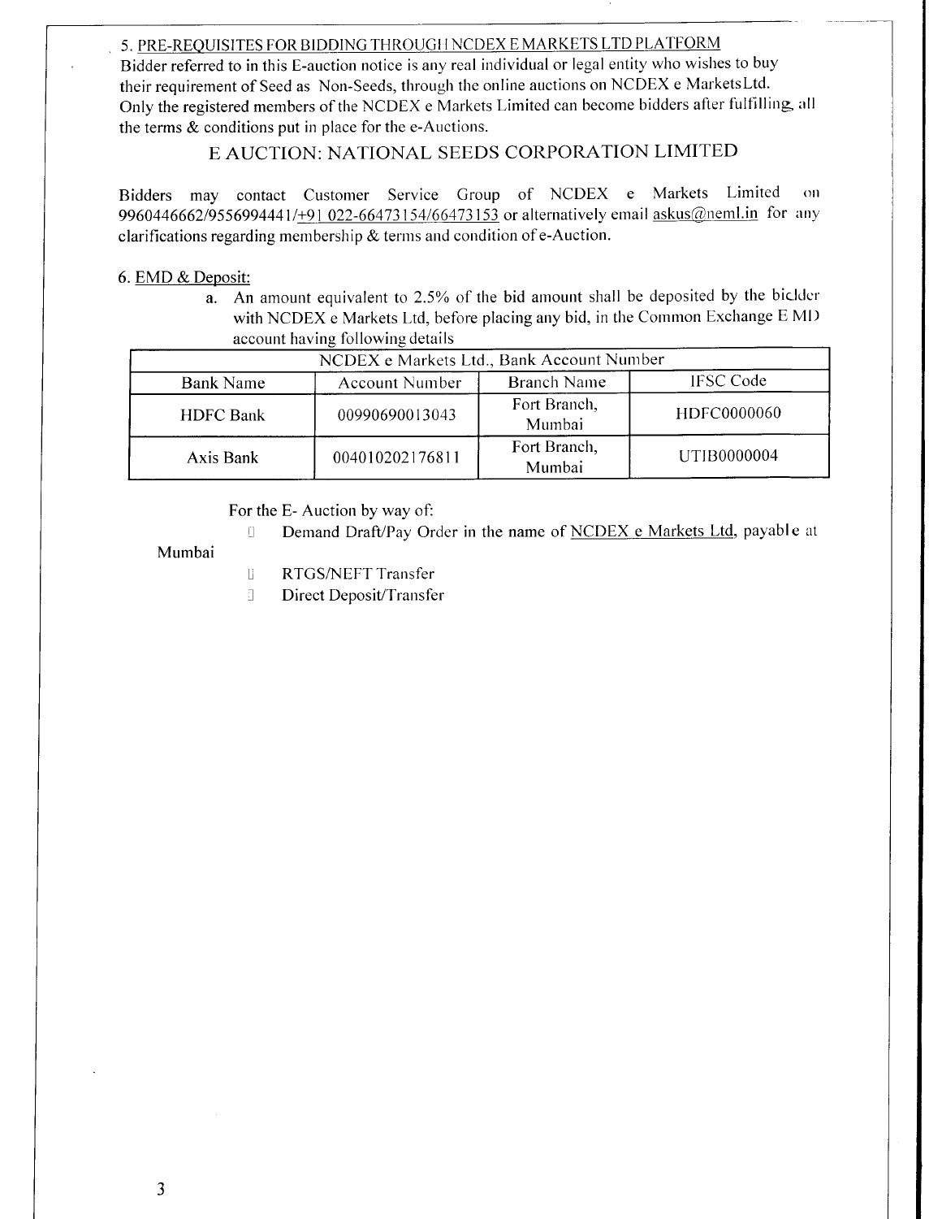5. PRE-REQUISITES FOR BIDDING THROUGH NCDEX E MARKETS LTD PLATFORM

Bidder referred to in this E-auction notice is any real individual or legal entity who wishes to buy their requirement of Seed as Non-Seeds, through the online auctions on NCDEX e MarketsLtd. Only the registered members of the NCDEX e Markets Limited can become bidders after fulfilling all the terms & conditions put in place for the e-Auctions.

## E AUCTION: NATIONAL SEEDS CORPORATION LIMITED

Bidders may contact Customer Service Group of NCDEX e Markets Limited on 9960446662/9556994441/+91 022-66473154/66473153 or alternatively email askus@neml.in for any clarifications regarding membership & terms and condition of e-Auction.

6. EMD & Deposit:

a. An amount equivalent to 2.5% of the bid amount shall be deposited by the bidder with NCDEX e Markets Ltd, before placing any bid, in the Common Exchange EMD account having following details

| NCDEX e Markets Ltd., Bank Account Number | | | |
|---|---|---|---|
| Bank Name | Account Number | Branch Name | IFSC Code |
| HDFC Bank | 00990690013043 | Fort Branch, Mumbai | HDFC0000060 |
| Axis Bank | 004010202176811 | Fort Branch, Mumbai | UTIB0000004 |

For the E- Auction by way of:

- Demand Draft/Pay Order in the name of NCDEX e Markets Ltd, payable at Mumbai
- RTGS/NEFT Transfer
- Direct Deposit/Transfer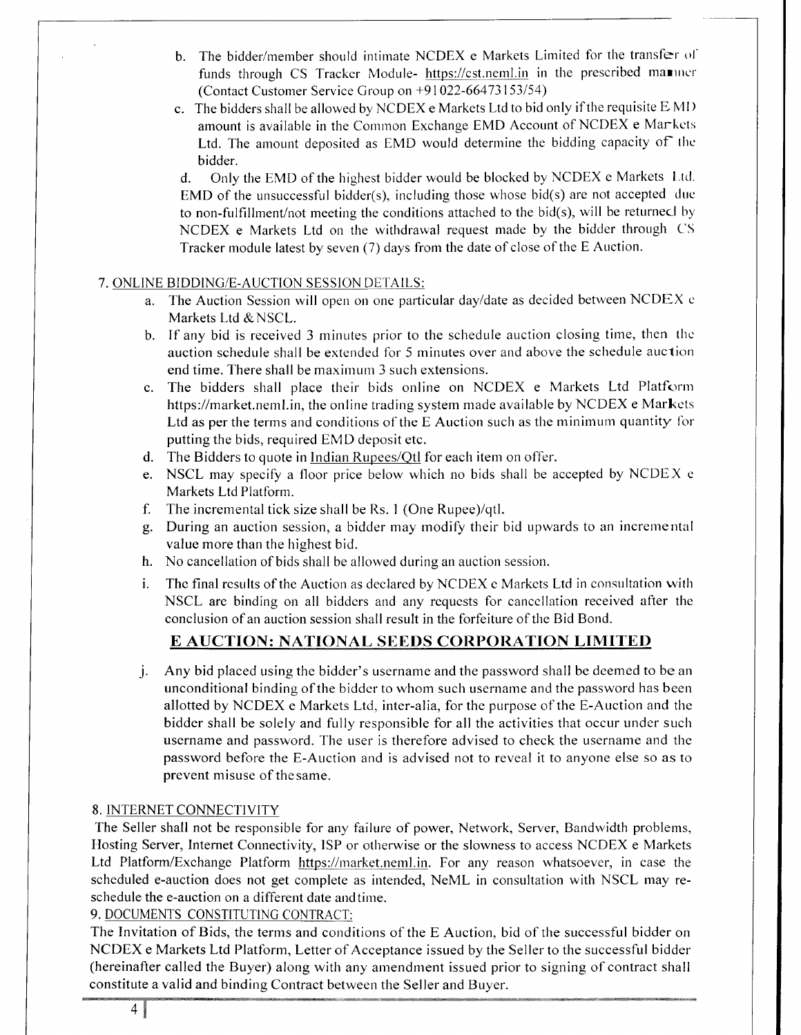b. The bidder/member should intimate NCDEX e Markets Limited for the transfer of funds through CS Tracker Module- https://cst.neml.in in the prescribed manner (Contact Customer Service Group on +91 022-66473153/54)

c. The bidders shall be allowed by NCDEX e Markets Ltd to bid only if the requisite EMD amount is available in the Common Exchange EMD Account of NCDEX e Markets Ltd. The amount deposited as EMD would determine the bidding capacity of the bidder.

d. Only the EMD of the highest bidder would be blocked by NCDEX e Markets Ltd. EMD of the unsuccessful bidder(s), including those whose bid(s) are not accepted due to non-fulfillment/not meeting the conditions attached to the bid(s), will be returned by NCDEX e Markets Ltd on the withdrawal request made by the bidder through CS Tracker module latest by seven (7) days from the date of close of the E Auction.

7. ONLINE BIDDING/E-AUCTION SESSION DETAILS:

a. The Auction Session will open on one particular day/date as decided between NCDEX e Markets Ltd & NSCL.

b. If any bid is received 3 minutes prior to the schedule auction closing time, then the auction schedule shall be extended for 5 minutes over and above the schedule auction end time. There shall be maximum 3 such extensions.

c. The bidders shall place their bids online on NCDEX e Markets Ltd Platform https://market.neml.in, the online trading system made available by NCDEX e Markets Ltd as per the terms and conditions of the E Auction such as the minimum quantity for putting the bids, required EMD deposit etc.

d. The Bidders to quote in Indian Rupees/Qtl for each item on offer.

e. NSCL may specify a floor price below which no bids shall be accepted by NCDEX e Markets Ltd Platform.

f. The incremental tick size shall be Rs. 1 (One Rupee)/qtl.

g. During an auction session, a bidder may modify their bid upwards to an incremental value more than the highest bid.

h. No cancellation of bids shall be allowed during an auction session.

i. The final results of the Auction as declared by NCDEX e Markets Ltd in consultation with NSCL are binding on all bidders and any requests for cancellation received after the conclusion of an auction session shall result in the forfeiture of the Bid Bond.

## E AUCTION: NATIONAL SEEDS CORPORATION LIMITED

j. Any bid placed using the bidder's username and the password shall be deemed to be an unconditional binding of the bidder to whom such username and the password has been allotted by NCDEX e Markets Ltd, inter-alia, for the purpose of the E-Auction and the bidder shall be solely and fully responsible for all the activities that occur under such username and password. The user is therefore advised to check the username and the password before the E-Auction and is advised not to reveal it to anyone else so as to prevent misuse of the same.

8. INTERNET CONNECTIVITY

The Seller shall not be responsible for any failure of power, Network, Server, Bandwidth problems, Hosting Server, Internet Connectivity, ISP or otherwise or the slowness to access NCDEX e Markets Ltd Platform/Exchange Platform https://market.neml.in. For any reason whatsoever, in case the scheduled e-auction does not get complete as intended, NeML in consultation with NSCL may re-schedule the e-auction on a different date and time.

9. DOCUMENTS CONSTITUTING CONTRACT:

The Invitation of Bids, the terms and conditions of the E Auction, bid of the successful bidder on NCDEX e Markets Ltd Platform, Letter of Acceptance issued by the Seller to the successful bidder (hereinafter called the Buyer) along with any amendment issued prior to signing of contract shall constitute a valid and binding Contract between the Seller and Buyer.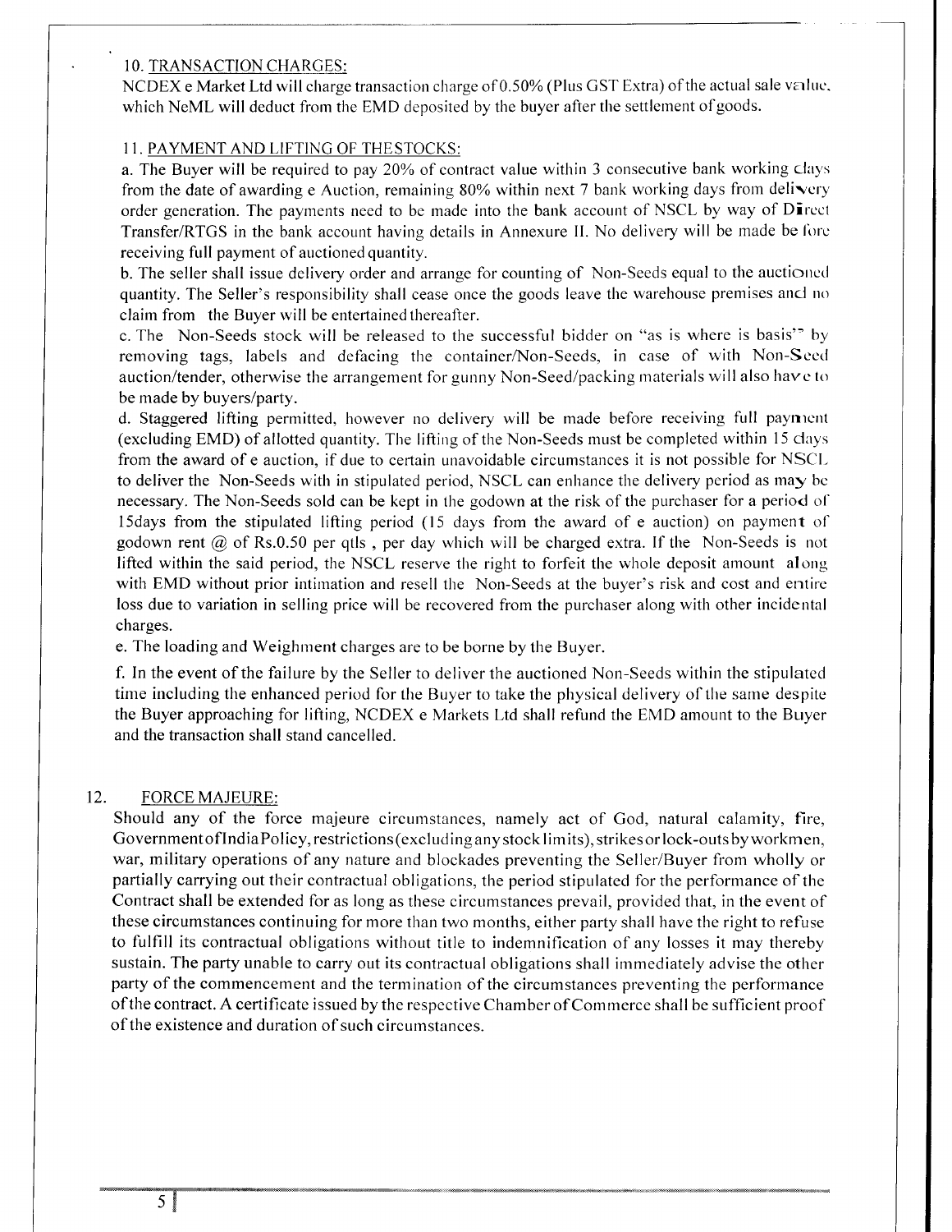## 10. TRANSACTION CHARGES:

NCDEX e Market Ltd will charge transaction charge of 0.50% (Plus GST Extra) of the actual sale value, which NeML will deduct from the EMD deposited by the buyer after the settlement of goods.

## 11. PAYMENT AND LIFTING OF THESTOCKS:

a. The Buyer will be required to pay 20% of contract value within 3 consecutive bank working days from the date of awarding e Auction, remaining 80% within next 7 bank working days from delivery order generation. The payments need to be made into the bank account of NSCL by way of Direct Transfer/RTGS in the bank account having details in Annexure II. No delivery will be made before receiving full payment of auctioned quantity.

b. The seller shall issue delivery order and arrange for counting of Non-Seeds equal to the auctioned quantity. The Seller's responsibility shall cease once the goods leave the warehouse premises and no claim from the Buyer will be entertained thereafter.

c. The Non-Seeds stock will be released to the successful bidder on "as is where is basis" by removing tags, labels and defacing the container/Non-Seeds, in case of with Non-Seed auction/tender, otherwise the arrangement for gunny Non-Seed/packing materials will also have to be made by buyers/party.

d. Staggered lifting permitted, however no delivery will be made before receiving full payment (excluding EMD) of allotted quantity. The lifting of the Non-Seeds must be completed within 15 days from the award of e auction, if due to certain unavoidable circumstances it is not possible for NSCL to deliver the Non-Seeds with in stipulated period, NSCL can enhance the delivery period as may be necessary. The Non-Seeds sold can be kept in the godown at the risk of the purchaser for a period of 15days from the stipulated lifting period (15 days from the award of e auction) on payment of godown rent @ of Rs.0.50 per qtls , per day which will be charged extra. If the Non-Seeds is not lifted within the said period, the NSCL reserve the right to forfeit the whole deposit amount along with EMD without prior intimation and resell the Non-Seeds at the buyer's risk and cost and entire loss due to variation in selling price will be recovered from the purchaser along with other incidental charges.

e. The loading and Weighment charges are to be borne by the Buyer.

f. In the event of the failure by the Seller to deliver the auctioned Non-Seeds within the stipulated time including the enhanced period for the Buyer to take the physical delivery of the same despite the Buyer approaching for lifting, NCDEX e Markets Ltd shall refund the EMD amount to the Buyer and the transaction shall stand cancelled.

## 12. FORCE MAJEURE:

Should any of the force majeure circumstances, namely act of God, natural calamity, fire, Government of India Policy, restrictions (excluding any stock limits), strikes or lock-outs by workmen, war, military operations of any nature and blockades preventing the Seller/Buyer from wholly or partially carrying out their contractual obligations, the period stipulated for the performance of the Contract shall be extended for as long as these circumstances prevail, provided that, in the event of these circumstances continuing for more than two months, either party shall have the right to refuse to fulfill its contractual obligations without title to indemnification of any losses it may thereby sustain. The party unable to carry out its contractual obligations shall immediately advise the other party of the commencement and the termination of the circumstances preventing the performance of the contract. A certificate issued by the respective Chamber of Commerce shall be sufficient proof of the existence and duration of such circumstances.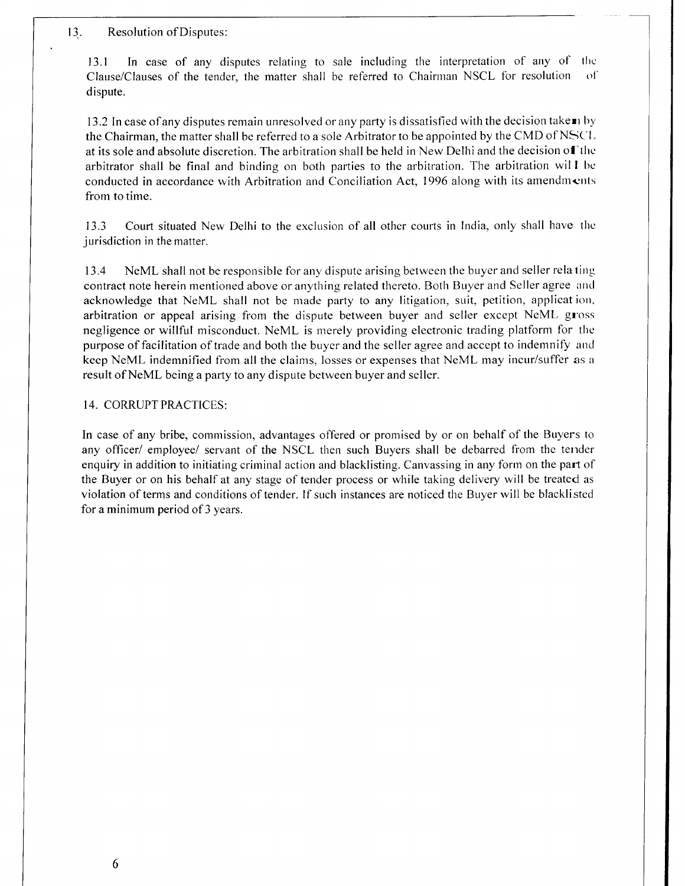## 13. Resolution of Disputes:

13.1 In case of any disputes relating to sale including the interpretation of any of the Clause/Clauses of the tender, the matter shall be referred to Chairman NSCL for resolution of dispute.

13.2 In case of any disputes remain unresolved or any party is dissatisfied with the decision taken by the Chairman, the matter shall be referred to a sole Arbitrator to be appointed by the CMD of NSCL at its sole and absolute discretion. The arbitration shall be held in New Delhi and the decision of the arbitrator shall be final and binding on both parties to the arbitration. The arbitration will be conducted in accordance with Arbitration and Conciliation Act, 1996 along with its amendments from to time.

13.3 Court situated New Delhi to the exclusion of all other courts in India, only shall have the jurisdiction in the matter.

13.4 NeML shall not be responsible for any dispute arising between the buyer and seller relating contract note herein mentioned above or anything related thereto. Both Buyer and Seller agree and acknowledge that NeML shall not be made party to any litigation, suit, petition, application, arbitration or appeal arising from the dispute between buyer and seller except NeML gross negligence or willful misconduct. NeML is merely providing electronic trading platform for the purpose of facilitation of trade and both the buyer and the seller agree and accept to indemnify and keep NeML indemnified from all the claims, losses or expenses that NeML may incur/suffer as a result of NeML being a party to any dispute between buyer and seller.

## 14. CORRUPT PRACTICES:

In case of any bribe, commission, advantages offered or promised by or on behalf of the Buyers to any officer/ employee/ servant of the NSCL then such Buyers shall be debarred from the tender enquiry in addition to initiating criminal action and blacklisting. Canvassing in any form on the part of the Buyer or on his behalf at any stage of tender process or while taking delivery will be treated as violation of terms and conditions of tender. If such instances are noticed the Buyer will be blacklisted for a minimum period of 3 years.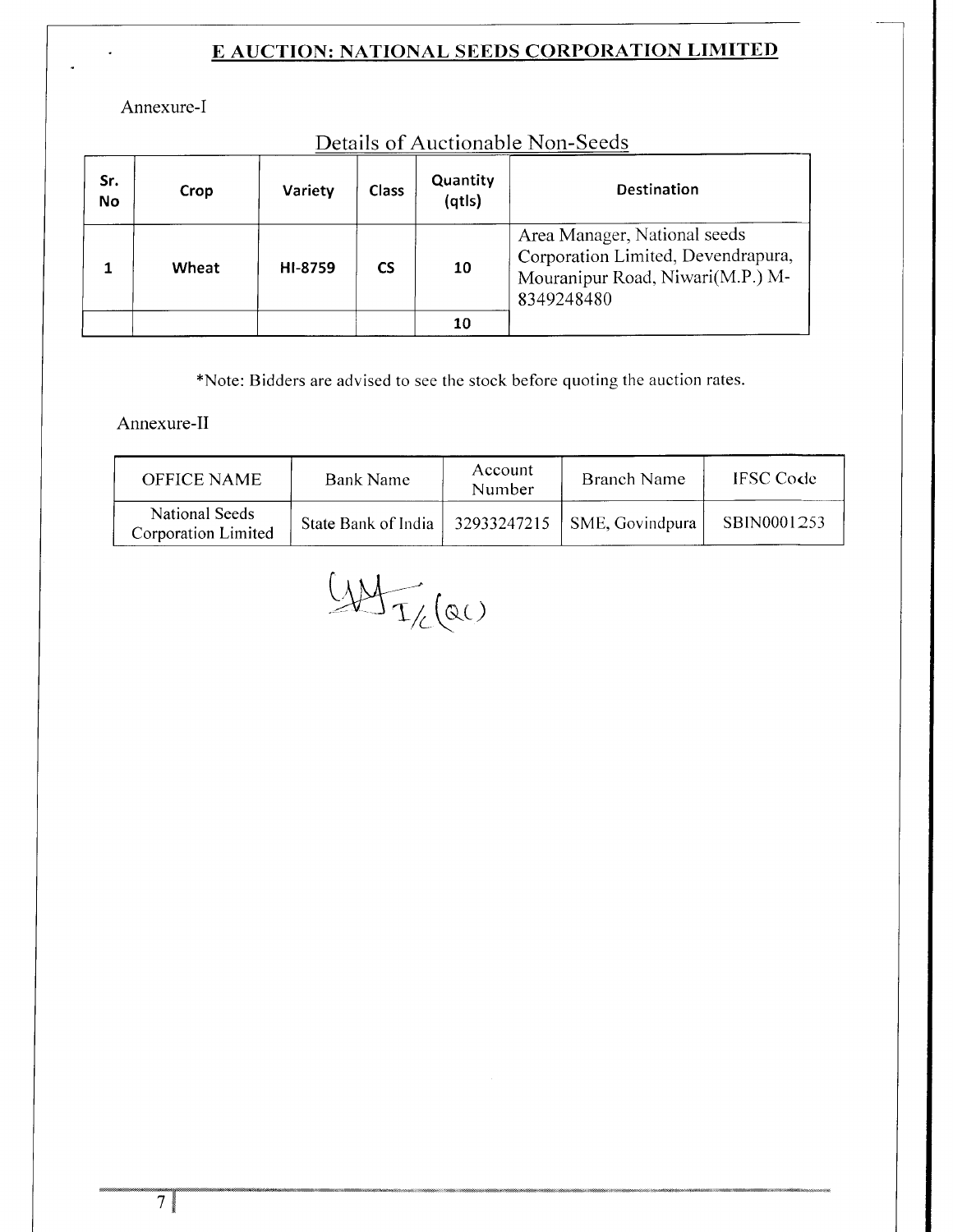## E AUCTION: NATIONAL SEEDS CORPORATION LIMITED

Annexure-I

### Details of Auctionable Non-Seeds

| Sr. No | Crop | Variety | Class | Quantity (qtls) | Destination |
|---|---|---|---|---|---|
| 1 | Wheat | HI-8759 | CS | 10 | Area Manager, National seeds Corporation Limited, Devendrapura, Mouranipur Road, Niwari(M.P.) M-8349248480 |
| | | | | 10 | |

*Note: Bidders are advised to see the stock before quoting the auction rates.

Annexure-II

| OFFICE NAME | Bank Name | Account Number | Branch Name | IFSC Code |
|---|---|---|---|---|
| National Seeds Corporation Limited | State Bank of India | 32933247215 | SME, Govindpura | SBIN0001253 |

GM I/c (QC)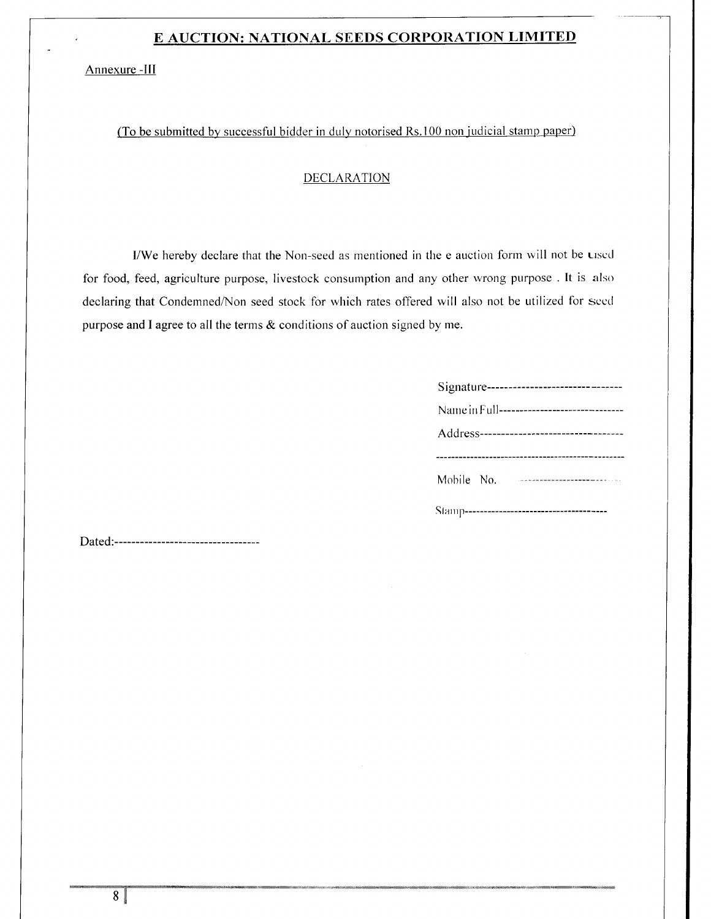## E AUCTION: NATIONAL SEEDS CORPORATION LIMITED

Annexure -III

(To be submitted by successful bidder in duly notorised Rs.100 non judicial stamp paper)

DECLARATION

I/We hereby declare that the Non-seed as mentioned in the e auction form will not be used for food, feed, agriculture purpose, livestock consumption and any other wrong purpose . It is also declaring that Condemned/Non seed stock for which rates offered will also not be utilized for seed purpose and I agree to all the terms & conditions of auction signed by me.

Signature-------------------------------------

Name in Full---------------------------------

Address---------------------------------------

-------------------------------------------------

Mobile No. ---------------------------

Stamp--------------------------------------

Dated:----------------------------------